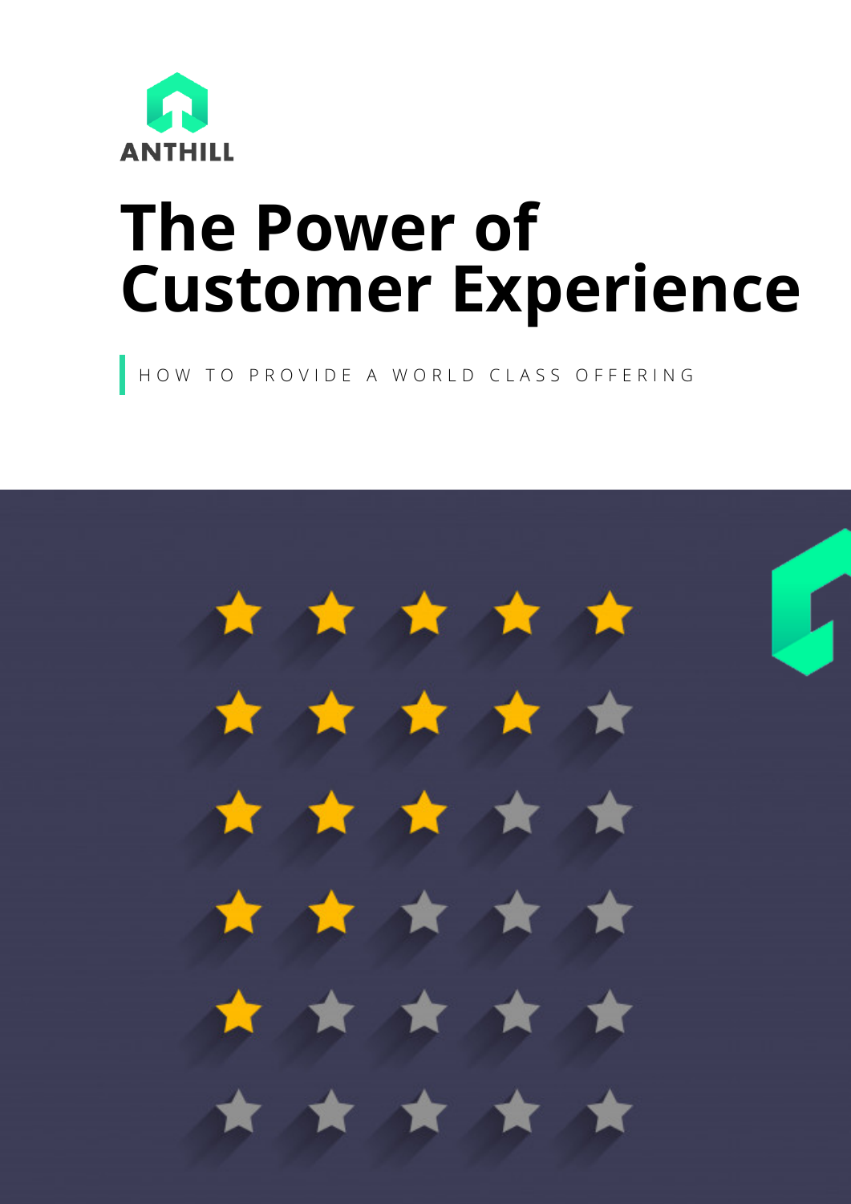ANTHILL

# The Power of Customer Experience

HOW TO PROVIDE A WORLD CLASS OFFERING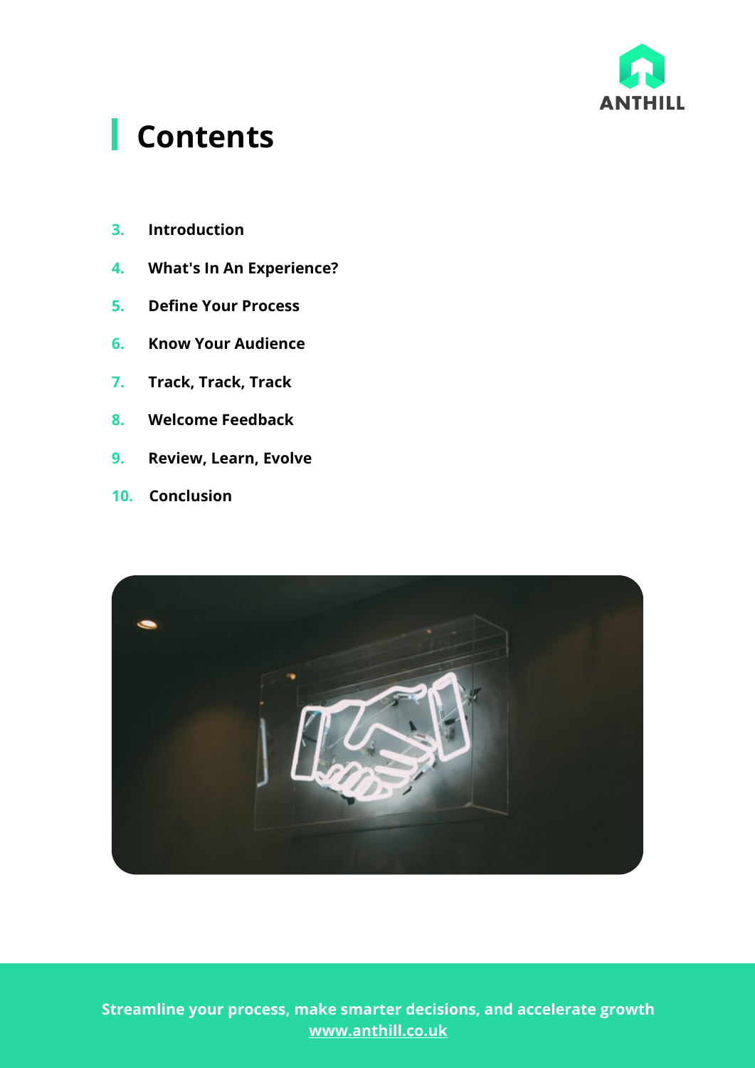# Contents

3. **Introduction**
4. **What's In An Experience?**
5. **Define Your Process**
6. **Know Your Audience**
7. **Track, Track, Track**
8. **Welcome Feedback**
9. **Review, Learn, Evolve**
10. **Conclusion**

**Streamline your process, make smarter decisions, and accelerate growth**
**www.anthill.co.uk**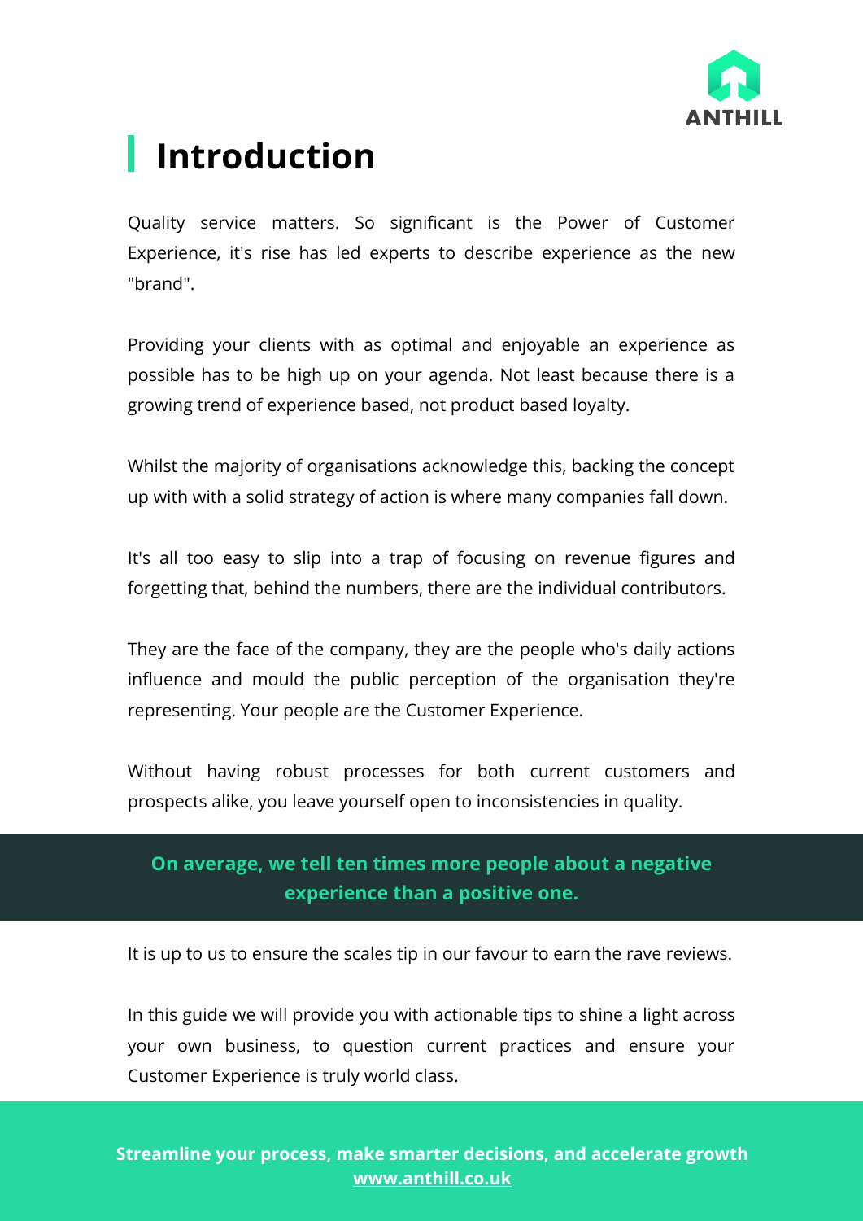# Introduction

Quality service matters. So significant is the Power of Customer Experience, it's rise has led experts to describe experience as the new "brand".

Providing your clients with as optimal and enjoyable an experience as possible has to be high up on your agenda. Not least because there is a growing trend of experience based, not product based loyalty.

Whilst the majority of organisations acknowledge this, backing the concept up with with a solid strategy of action is where many companies fall down.

It's all too easy to slip into a trap of focusing on revenue figures and forgetting that, behind the numbers, there are the individual contributors.

They are the face of the company, they are the people who's daily actions influence and mould the public perception of the organisation they're representing. Your people are the Customer Experience.

Without having robust processes for both current customers and prospects alike, you leave yourself open to inconsistencies in quality.

**On average, we tell ten times more people about a negative experience than a positive one.**

It is up to us to ensure the scales tip in our favour to earn the rave reviews.

In this guide we will provide you with actionable tips to shine a light across your own business, to question current practices and ensure your Customer Experience is truly world class.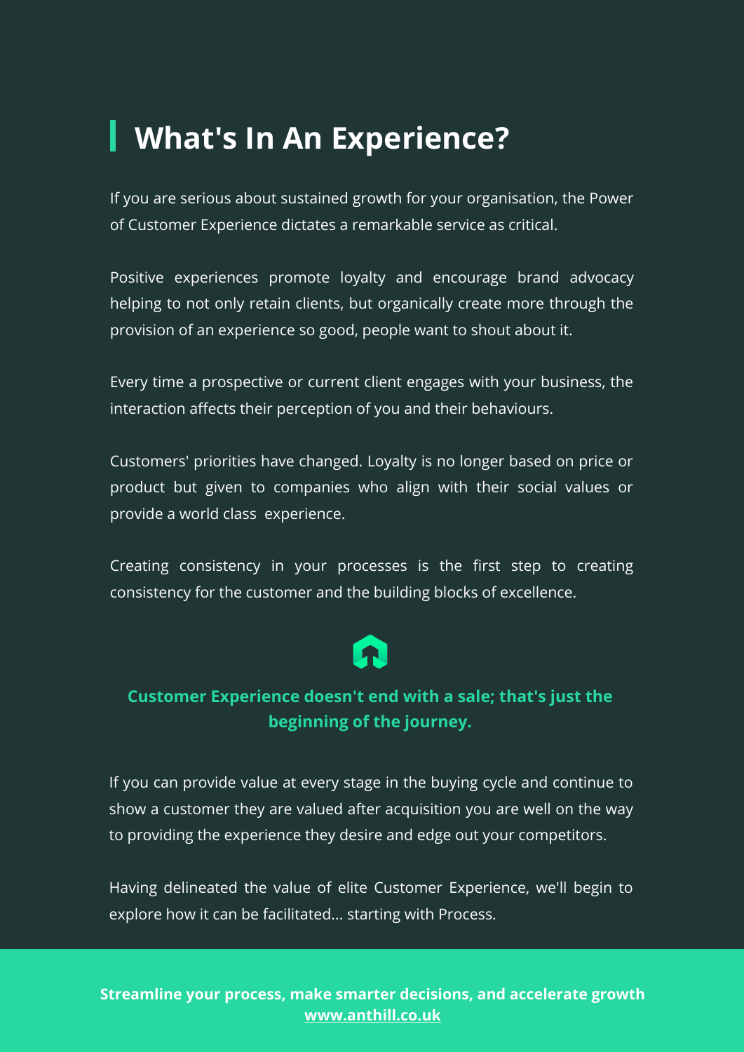## What's In An Experience?

If you are serious about sustained growth for your organisation, the Power of Customer Experience dictates a remarkable service as critical.

Positive experiences promote loyalty and encourage brand advocacy helping to not only retain clients, but organically create more through the provision of an experience so good, people want to shout about it.

Every time a prospective or current client engages with your business, the interaction affects their perception of you and their behaviours.

Customers' priorities have changed. Loyalty is no longer based on price or product but given to companies who align with their social values or provide a world class experience.

Creating consistency in your processes is the first step to creating consistency for the customer and the building blocks of excellence.

**Customer Experience doesn't end with a sale; that's just the beginning of the journey.**

If you can provide value at every stage in the buying cycle and continue to show a customer they are valued after acquisition you are well on the way to providing the experience they desire and edge out your competitors.

Having delineated the value of elite Customer Experience, we'll begin to explore how it can be facilitated... starting with Process.

**Streamline your process, make smarter decisions, and accelerate growth**
**www.anthill.co.uk**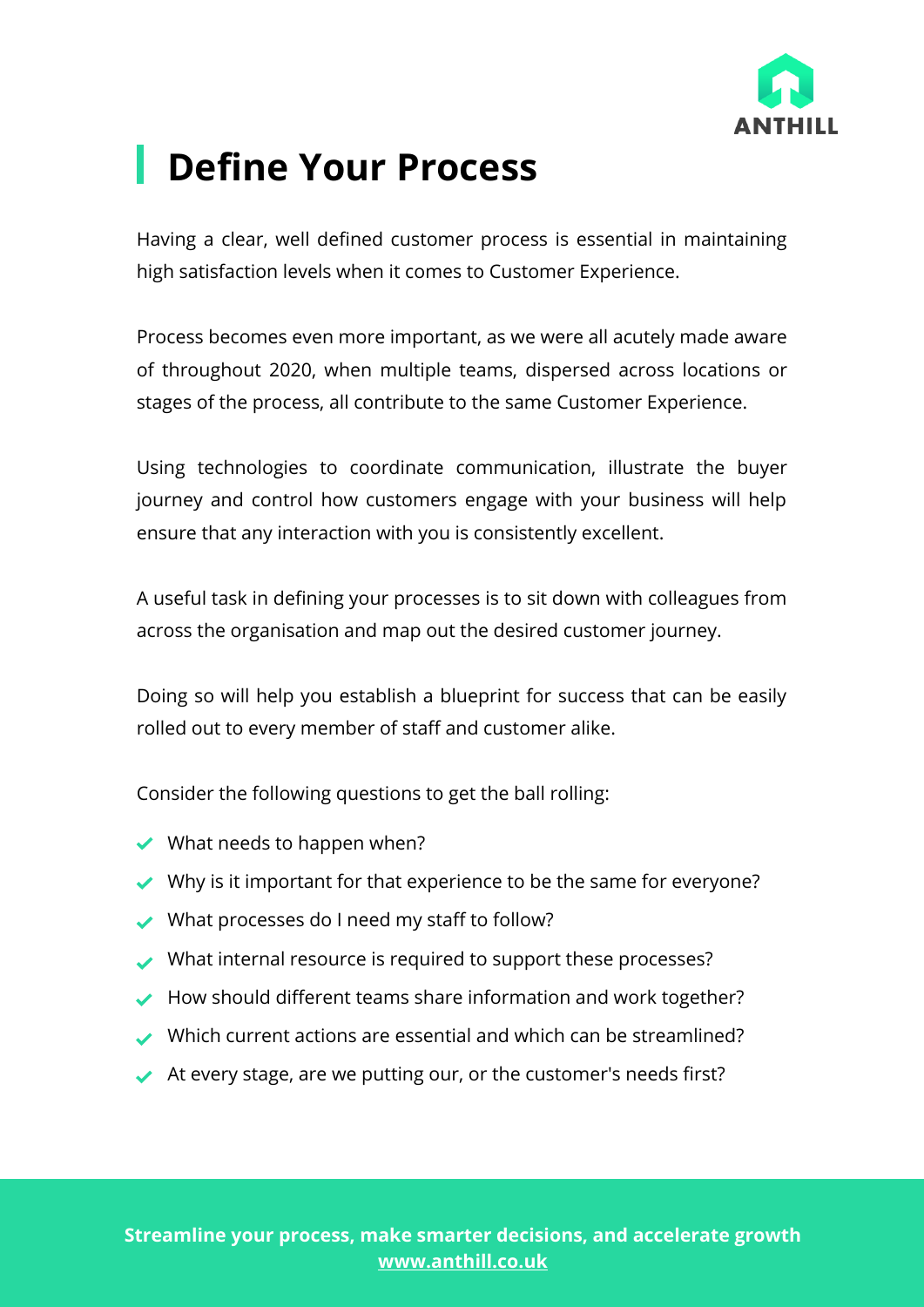# Define Your Process

Having a clear, well defined customer process is essential in maintaining high satisfaction levels when it comes to Customer Experience.

Process becomes even more important, as we were all acutely made aware of throughout 2020, when multiple teams, dispersed across locations or stages of the process, all contribute to the same Customer Experience.

Using technologies to coordinate communication, illustrate the buyer journey and control how customers engage with your business will help ensure that any interaction with you is consistently excellent.

A useful task in defining your processes is to sit down with colleagues from across the organisation and map out the desired customer journey.

Doing so will help you establish a blueprint for success that can be easily rolled out to every member of staff and customer alike.

Consider the following questions to get the ball rolling:

- What needs to happen when?
- Why is it important for that experience to be the same for everyone?
- What processes do I need my staff to follow?
- What internal resource is required to support these processes?
- How should different teams share information and work together?
- Which current actions are essential and which can be streamlined?
- At every stage, are we putting our, or the customer's needs first?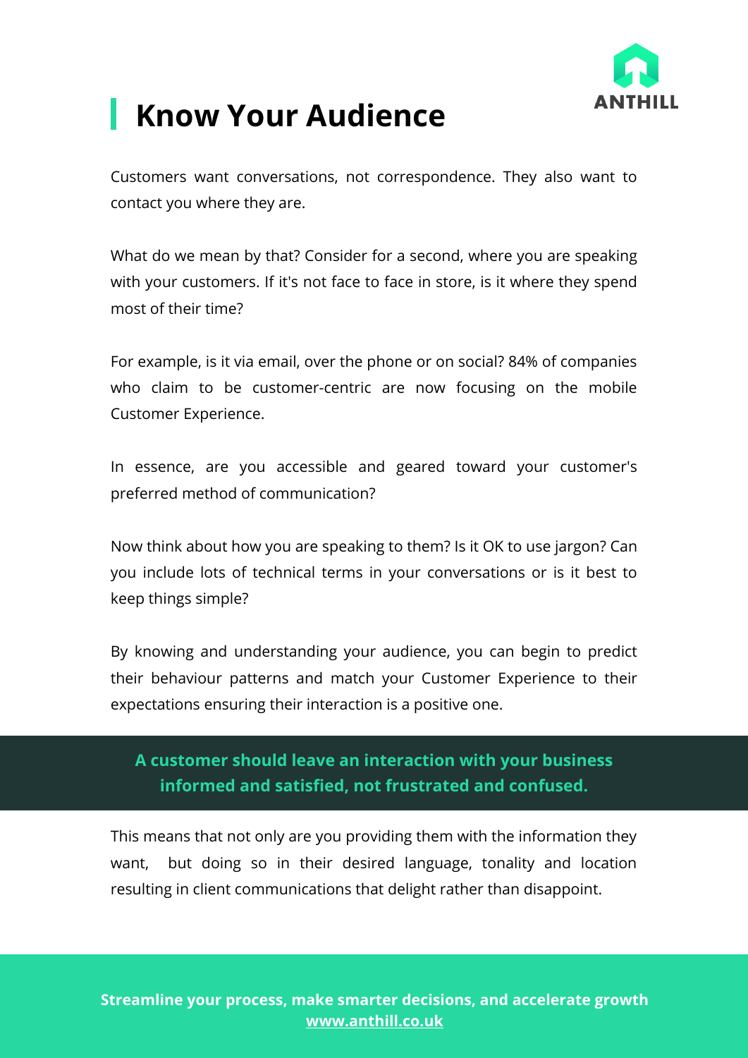# Know Your Audience

Customers want conversations, not correspondence. They also want to contact you where they are.

What do we mean by that? Consider for a second, where you are speaking with your customers. If it's not face to face in store, is it where they spend most of their time?

For example, is it via email, over the phone or on social? 84% of companies who claim to be customer-centric are now focusing on the mobile Customer Experience.

In essence, are you accessible and geared toward your customer's preferred method of communication?

Now think about how you are speaking to them? Is it OK to use jargon? Can you include lots of technical terms in your conversations or is it best to keep things simple?

By knowing and understanding your audience, you can begin to predict their behaviour patterns and match your Customer Experience to their expectations ensuring their interaction is a positive one.

**A customer should leave an interaction with your business informed and satisfied, not frustrated and confused.**

This means that not only are you providing them with the information they want, but doing so in their desired language, tonality and location resulting in client communications that delight rather than disappoint.

**Streamline your process, make smarter decisions, and accelerate growth**
**www.anthill.co.uk**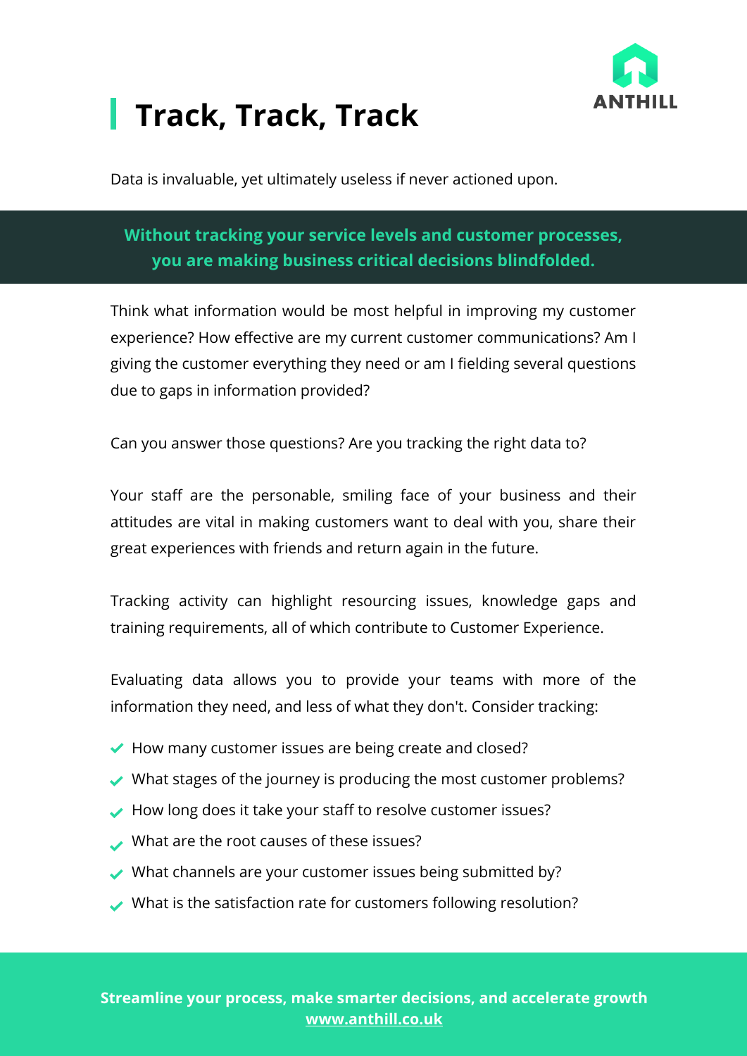# Track, Track, Track

Data is invaluable, yet ultimately useless if never actioned upon.

**Without tracking your service levels and customer processes, you are making business critical decisions blindfolded.**

Think what information would be most helpful in improving my customer experience? How effective are my current customer communications? Am I giving the customer everything they need or am I fielding several questions due to gaps in information provided?

Can you answer those questions? Are you tracking the right data to?

Your staff are the personable, smiling face of your business and their attitudes are vital in making customers want to deal with you, share their great experiences with friends and return again in the future.

Tracking activity can highlight resourcing issues, knowledge gaps and training requirements, all of which contribute to Customer Experience.

Evaluating data allows you to provide your teams with more of the information they need, and less of what they don't. Consider tracking:

- ✔ How many customer issues are being create and closed?
- ✔ What stages of the journey is producing the most customer problems?
- ✔ How long does it take your staff to resolve customer issues?
- ✔ What are the root causes of these issues?
- ✔ What channels are your customer issues being submitted by?
- ✔ What is the satisfaction rate for customers following resolution?

**Streamline your process, make smarter decisions, and accelerate growth**
**www.anthill.co.uk**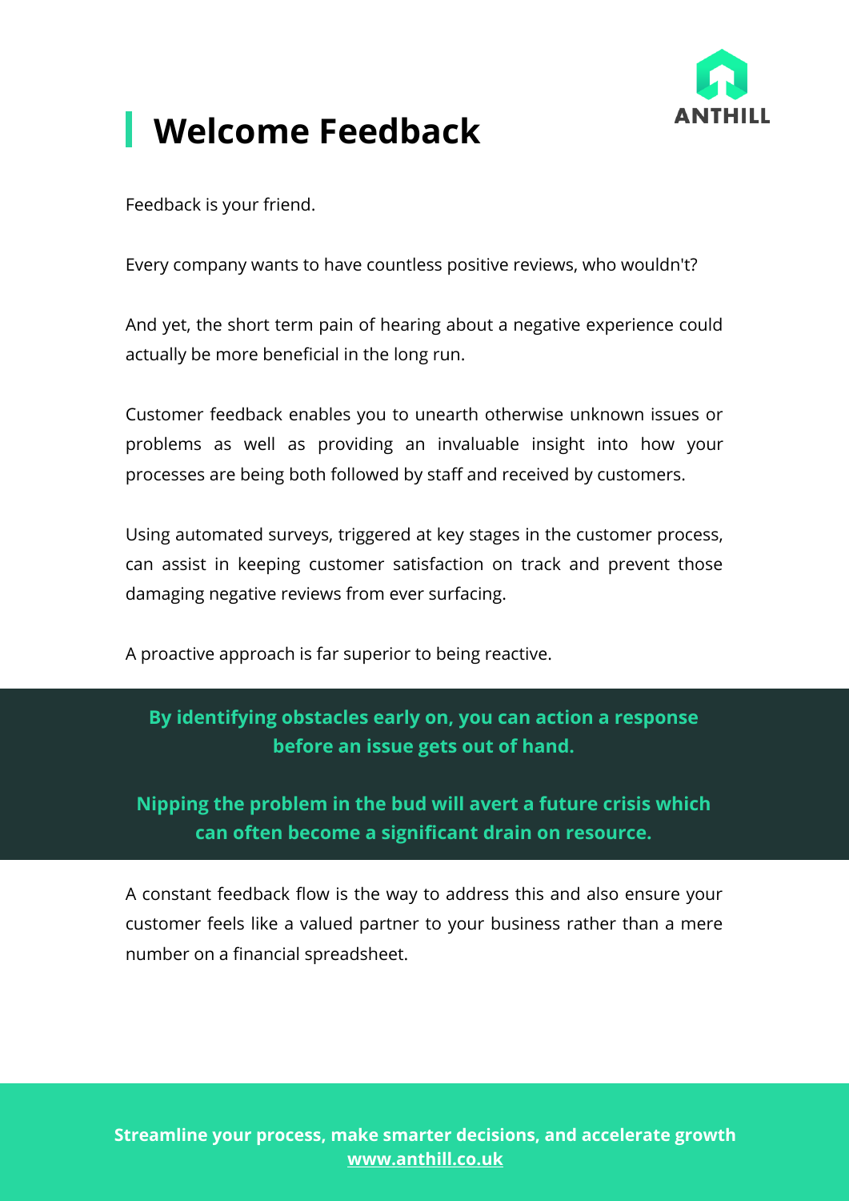# Welcome Feedback

Feedback is your friend.

Every company wants to have countless positive reviews, who wouldn't?

And yet, the short term pain of hearing about a negative experience could actually be more beneficial in the long run.

Customer feedback enables you to unearth otherwise unknown issues or problems as well as providing an invaluable insight into how your processes are being both followed by staff and received by customers.

Using automated surveys, triggered at key stages in the customer process, can assist in keeping customer satisfaction on track and prevent those damaging negative reviews from ever surfacing.

A proactive approach is far superior to being reactive.

**By identifying obstacles early on, you can action a response before an issue gets out of hand.**

**Nipping the problem in the bud will avert a future crisis which can often become a significant drain on resource.**

A constant feedback flow is the way to address this and also ensure your customer feels like a valued partner to your business rather than a mere number on a financial spreadsheet.

**Streamline your process, make smarter decisions, and accelerate growth**
**www.anthill.co.uk**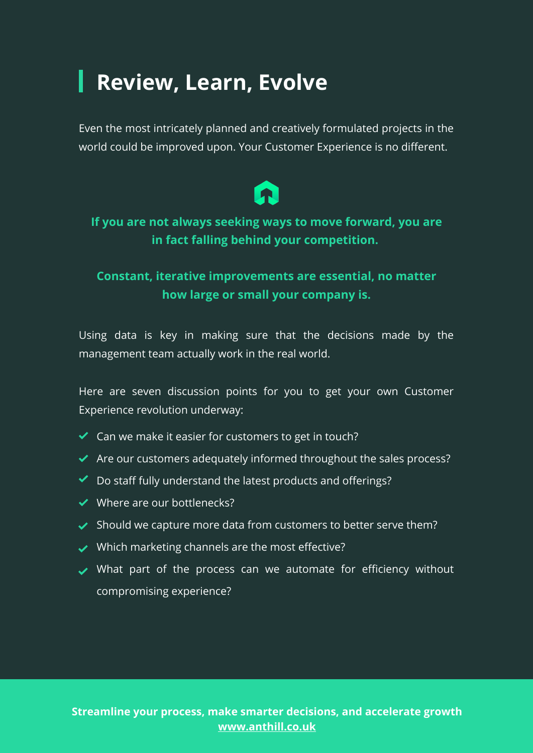# Review, Learn, Evolve

Even the most intricately planned and creatively formulated projects in the world could be improved upon. Your Customer Experience is no different.

**If you are not always seeking ways to move forward, you are in fact falling behind your competition.**

**Constant, iterative improvements are essential, no matter how large or small your company is.**

Using data is key in making sure that the decisions made by the management team actually work in the real world.

Here are seven discussion points for you to get your own Customer Experience revolution underway:

- Can we make it easier for customers to get in touch?
- Are our customers adequately informed throughout the sales process?
- Do staff fully understand the latest products and offerings?
- Where are our bottlenecks?
- Should we capture more data from customers to better serve them?
- Which marketing channels are the most effective?
- What part of the process can we automate for efficiency without compromising experience?

**Streamline your process, make smarter decisions, and accelerate growth**
**www.anthill.co.uk**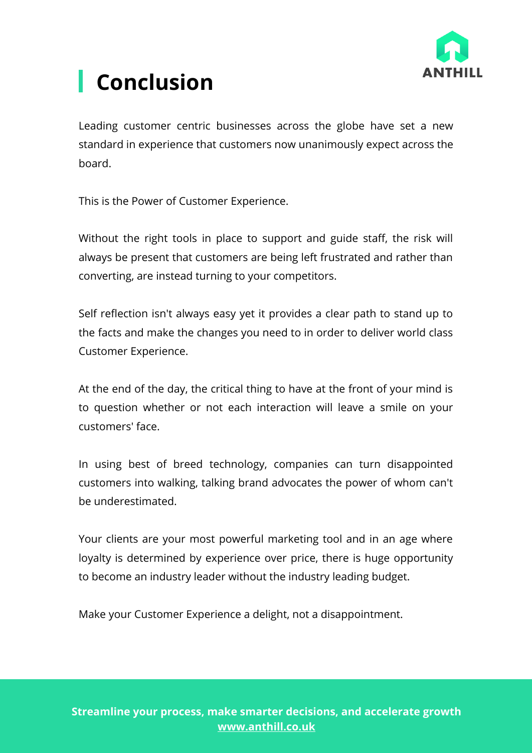# Conclusion

Leading customer centric businesses across the globe have set a new standard in experience that customers now unanimously expect across the board.

This is the Power of Customer Experience.

Without the right tools in place to support and guide staff, the risk will always be present that customers are being left frustrated and rather than converting, are instead turning to your competitors.

Self reflection isn't always easy yet it provides a clear path to stand up to the facts and make the changes you need to in order to deliver world class Customer Experience.

At the end of the day, the critical thing to have at the front of your mind is to question whether or not each interaction will leave a smile on your customers' face.

In using best of breed technology, companies can turn disappointed customers into walking, talking brand advocates the power of whom can't be underestimated.

Your clients are your most powerful marketing tool and in an age where loyalty is determined by experience over price, there is huge opportunity to become an industry leader without the industry leading budget.

Make your Customer Experience a delight, not a disappointment.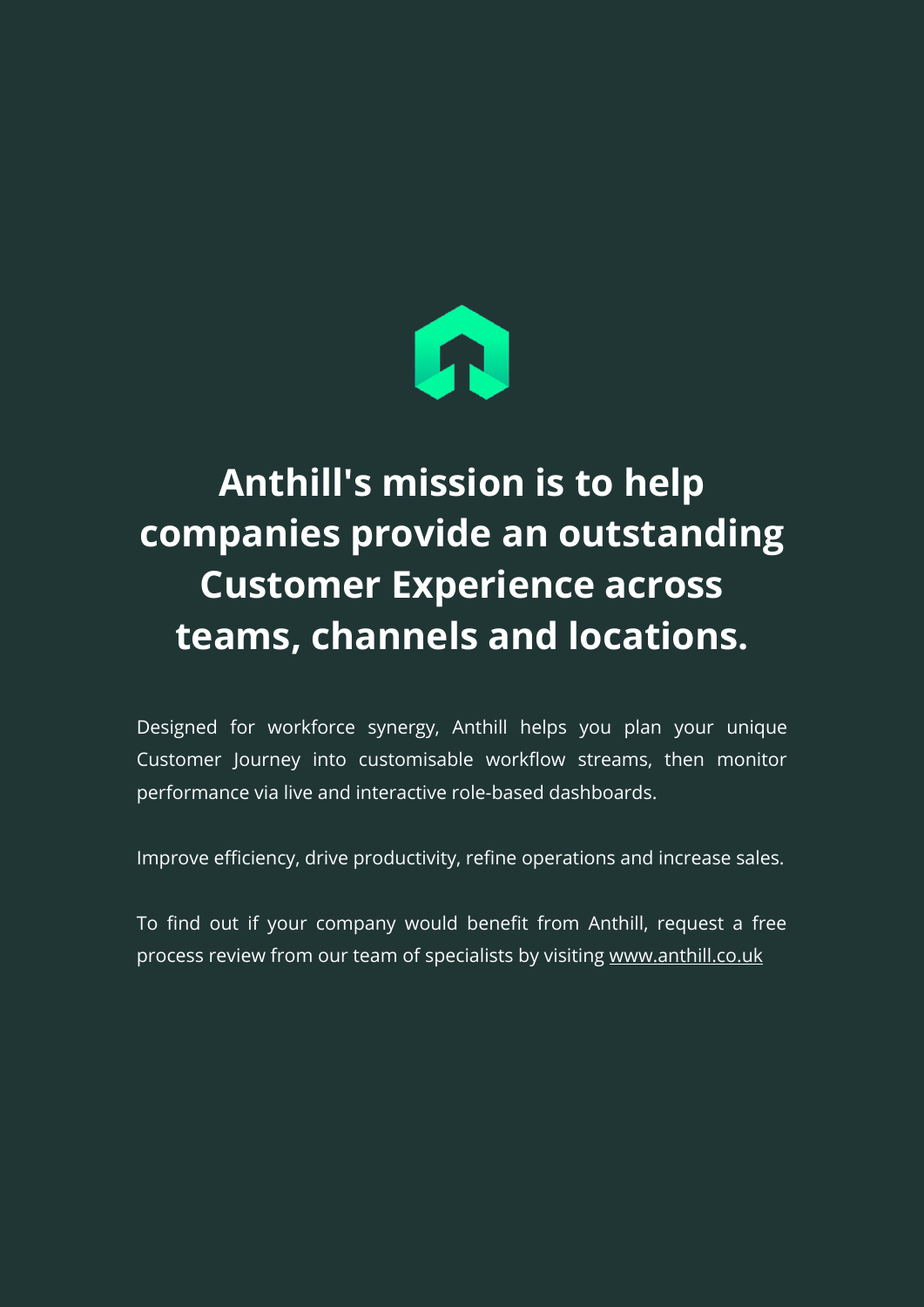# Anthill's mission is to help companies provide an outstanding Customer Experience across teams, channels and locations.

Designed for workforce synergy, Anthill helps you plan your unique Customer Journey into customisable workflow streams, then monitor performance via live and interactive role-based dashboards.

Improve efficiency, drive productivity, refine operations and increase sales.

To find out if your company would benefit from Anthill, request a free process review from our team of specialists by visiting www.anthill.co.uk